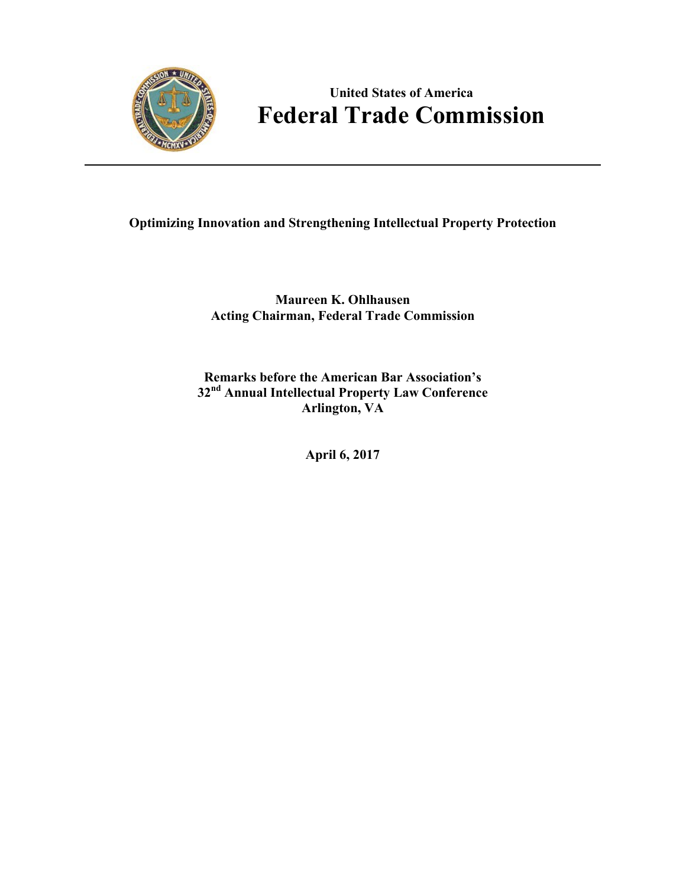United States of America

# Federal Trade Commission

---

**Optimizing Innovation and Strengthening Intellectual Property Protection**

**Maureen K. Ohlhausen**
**Acting Chairman, Federal Trade Commission**

**Remarks before the American Bar Association's**
**32nd Annual Intellectual Property Law Conference**
**Arlington, VA**

**April 6, 2017**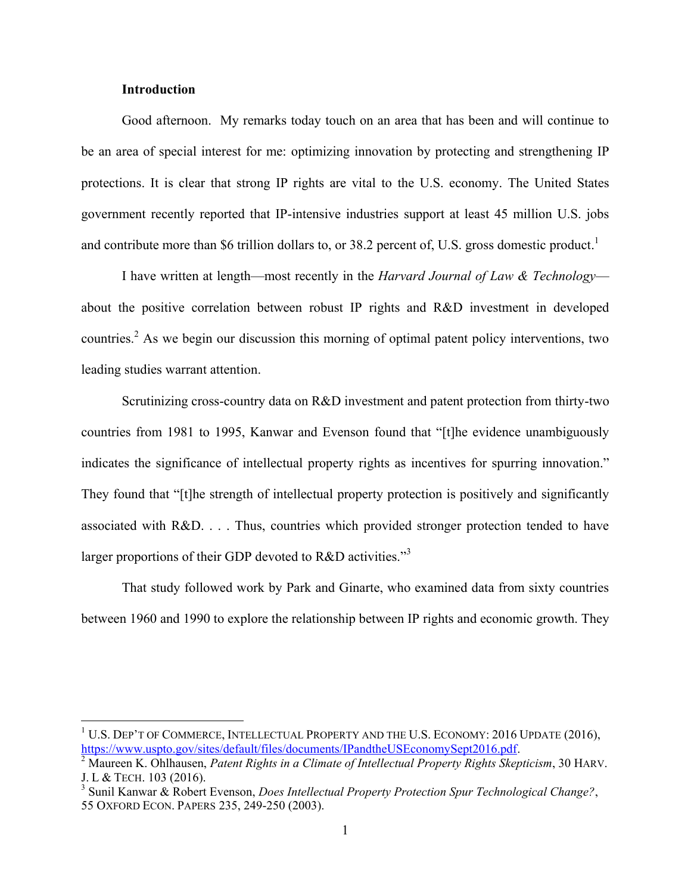**Introduction**

Good afternoon. My remarks today touch on an area that has been and will continue to be an area of special interest for me: optimizing innovation by protecting and strengthening IP protections. It is clear that strong IP rights are vital to the U.S. economy. The United States government recently reported that IP-intensive industries support at least 45 million U.S. jobs and contribute more than $6 trillion dollars to, or 38.2 percent of, U.S. gross domestic product.[1]

I have written at length—most recently in the *Harvard Journal of Law & Technology*—about the positive correlation between robust IP rights and R&D investment in developed countries.[2] As we begin our discussion this morning of optimal patent policy interventions, two leading studies warrant attention.

Scrutinizing cross-country data on R&D investment and patent protection from thirty-two countries from 1981 to 1995, Kanwar and Evenson found that "[t]he evidence unambiguously indicates the significance of intellectual property rights as incentives for spurring innovation." They found that "[t]he strength of intellectual property protection is positively and significantly associated with R&D. . . . Thus, countries which provided stronger protection tended to have larger proportions of their GDP devoted to R&D activities."[3]

That study followed work by Park and Ginarte, who examined data from sixty countries between 1960 and 1990 to explore the relationship between IP rights and economic growth. They

---

[1] U.S. DEP'T OF COMMERCE, INTELLECTUAL PROPERTY AND THE U.S. ECONOMY: 2016 UPDATE (2016), https://www.uspto.gov/sites/default/files/documents/IPandtheUSEconomySept2016.pdf.

[2] Maureen K. Ohlhausen, *Patent Rights in a Climate of Intellectual Property Rights Skepticism*, 30 HARV. J. L & TECH. 103 (2016).

[3] Sunil Kanwar & Robert Evenson, *Does Intellectual Property Protection Spur Technological Change?*, 55 OXFORD ECON. PAPERS 235, 249-250 (2003).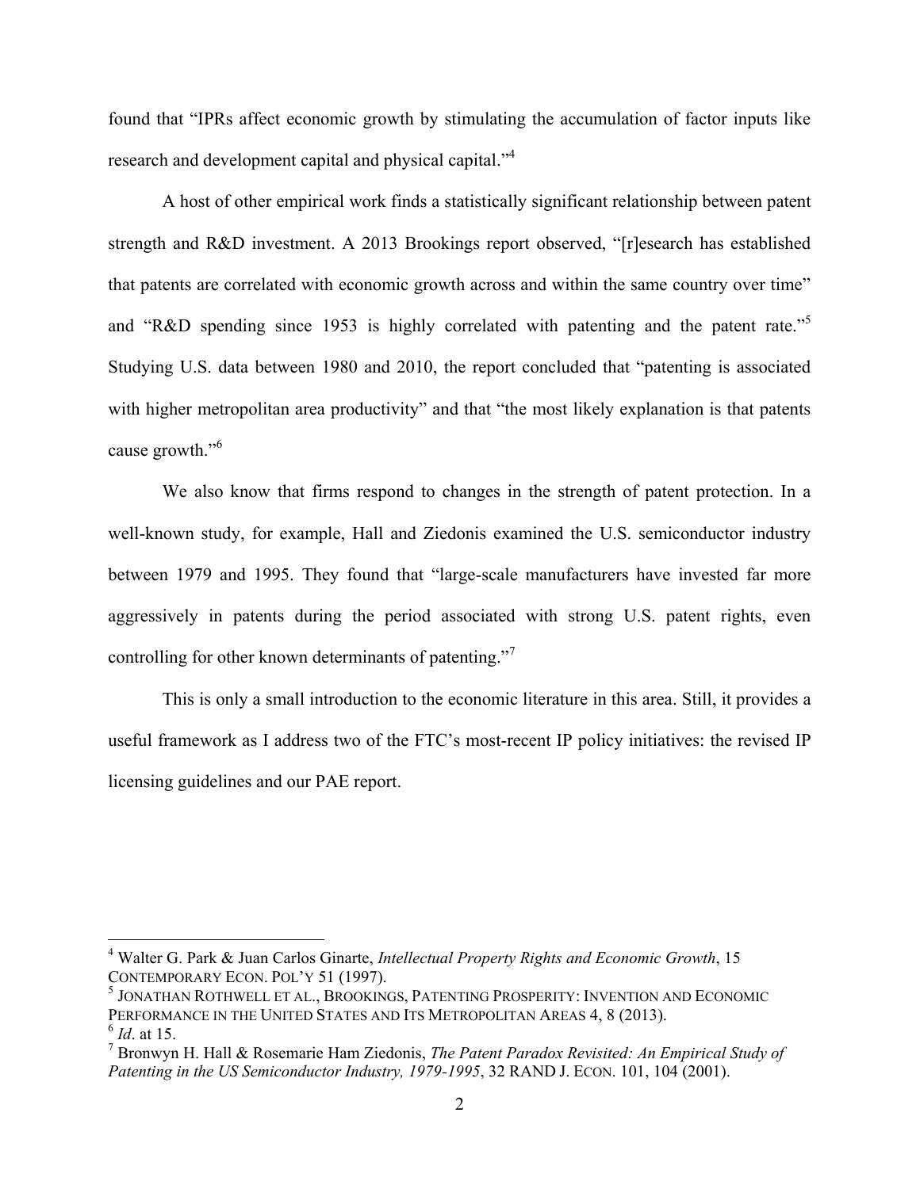found that "IPRs affect economic growth by stimulating the accumulation of factor inputs like research and development capital and physical capital."[4]

A host of other empirical work finds a statistically significant relationship between patent strength and R&D investment. A 2013 Brookings report observed, "[r]esearch has established that patents are correlated with economic growth across and within the same country over time" and "R&D spending since 1953 is highly correlated with patenting and the patent rate."[5] Studying U.S. data between 1980 and 2010, the report concluded that "patenting is associated with higher metropolitan area productivity" and that "the most likely explanation is that patents cause growth."[6]

We also know that firms respond to changes in the strength of patent protection. In a well-known study, for example, Hall and Ziedonis examined the U.S. semiconductor industry between 1979 and 1995. They found that "large-scale manufacturers have invested far more aggressively in patents during the period associated with strong U.S. patent rights, even controlling for other known determinants of patenting."[7]

This is only a small introduction to the economic literature in this area. Still, it provides a useful framework as I address two of the FTC's most-recent IP policy initiatives: the revised IP licensing guidelines and our PAE report.

---

[4] Walter G. Park & Juan Carlos Ginarte, *Intellectual Property Rights and Economic Growth*, 15 CONTEMPORARY ECON. POL'Y 51 (1997).

[5] JONATHAN ROTHWELL ET AL., BROOKINGS, PATENTING PROSPERITY: INVENTION AND ECONOMIC PERFORMANCE IN THE UNITED STATES AND ITS METROPOLITAN AREAS 4, 8 (2013).

[6] *Id*. at 15.

[7] Bronwyn H. Hall & Rosemarie Ham Ziedonis, *The Patent Paradox Revisited: An Empirical Study of Patenting in the US Semiconductor Industry, 1979-1995*, 32 RAND J. ECON. 101, 104 (2001).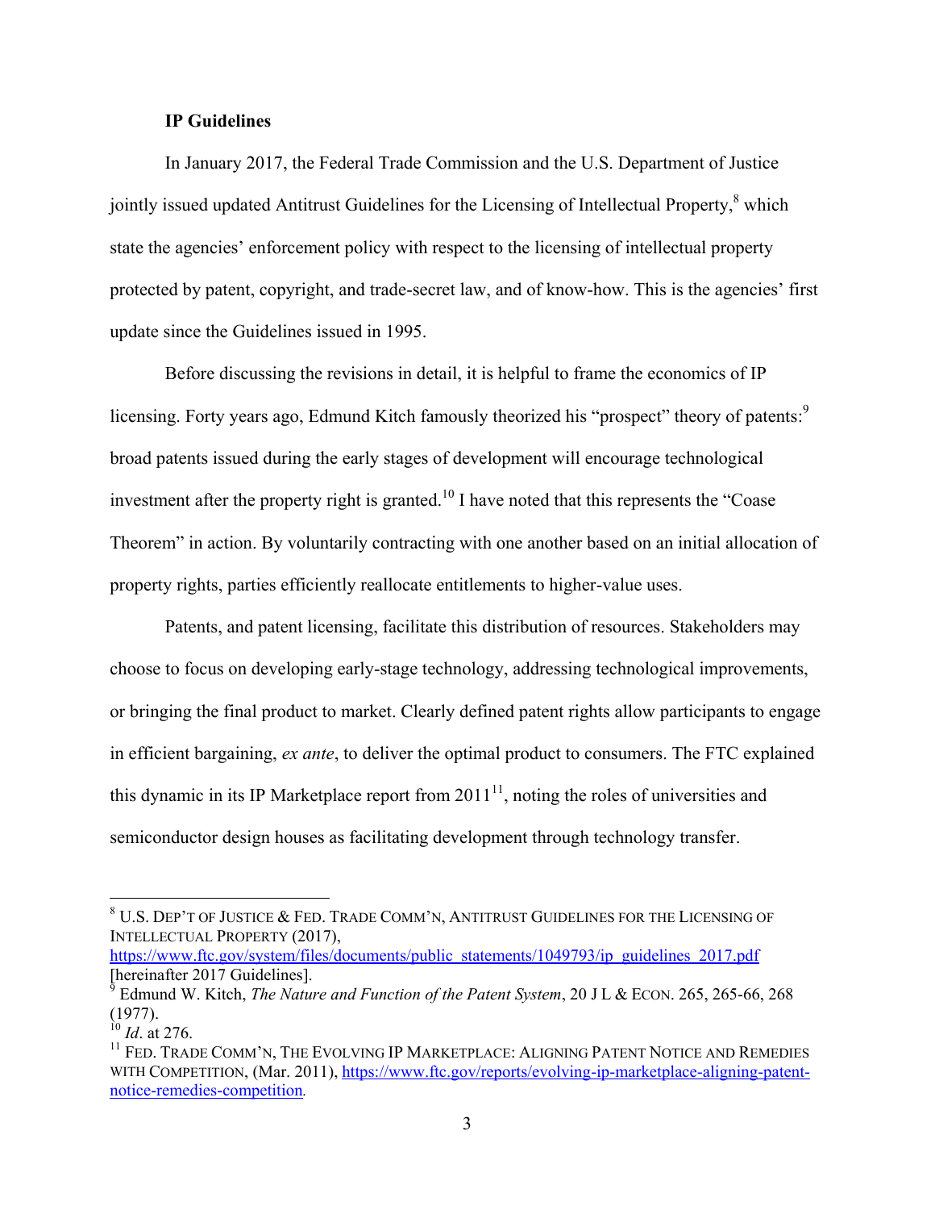**IP Guidelines**

In January 2017, the Federal Trade Commission and the U.S. Department of Justice jointly issued updated Antitrust Guidelines for the Licensing of Intellectual Property,[8] which state the agencies' enforcement policy with respect to the licensing of intellectual property protected by patent, copyright, and trade-secret law, and of know-how. This is the agencies' first update since the Guidelines issued in 1995.

Before discussing the revisions in detail, it is helpful to frame the economics of IP licensing. Forty years ago, Edmund Kitch famously theorized his "prospect" theory of patents:[9] broad patents issued during the early stages of development will encourage technological investment after the property right is granted.[10] I have noted that this represents the "Coase Theorem" in action. By voluntarily contracting with one another based on an initial allocation of property rights, parties efficiently reallocate entitlements to higher-value uses.

Patents, and patent licensing, facilitate this distribution of resources. Stakeholders may choose to focus on developing early-stage technology, addressing technological improvements, or bringing the final product to market. Clearly defined patent rights allow participants to engage in efficient bargaining, *ex ante*, to deliver the optimal product to consumers. The FTC explained this dynamic in its IP Marketplace report from 2011[11], noting the roles of universities and semiconductor design houses as facilitating development through technology transfer.

---

[8] U.S. DEP'T OF JUSTICE & FED. TRADE COMM'N, ANTITRUST GUIDELINES FOR THE LICENSING OF INTELLECTUAL PROPERTY (2017), https://www.ftc.gov/system/files/documents/public_statements/1049793/ip_guidelines_2017.pdf [hereinafter 2017 Guidelines].

[9] Edmund W. Kitch, *The Nature and Function of the Patent System*, 20 J L & ECON. 265, 265-66, 268 (1977).

[10] *Id*. at 276.

[11] FED. TRADE COMM'N, THE EVOLVING IP MARKETPLACE: ALIGNING PATENT NOTICE AND REMEDIES WITH COMPETITION, (Mar. 2011), https://www.ftc.gov/reports/evolving-ip-marketplace-aligning-patent-notice-remedies-competition.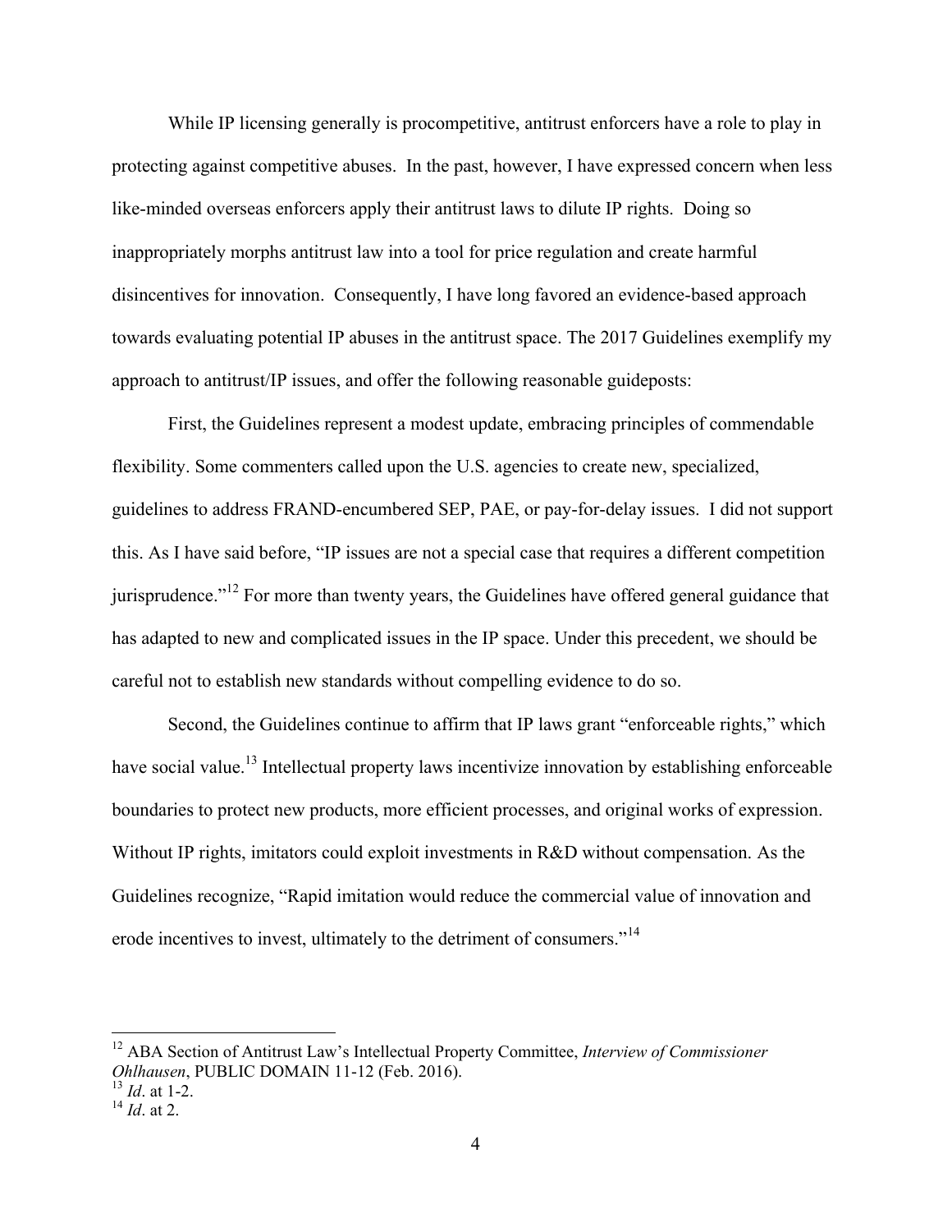While IP licensing generally is procompetitive, antitrust enforcers have a role to play in protecting against competitive abuses. In the past, however, I have expressed concern when less like-minded overseas enforcers apply their antitrust laws to dilute IP rights. Doing so inappropriately morphs antitrust law into a tool for price regulation and create harmful disincentives for innovation. Consequently, I have long favored an evidence-based approach towards evaluating potential IP abuses in the antitrust space. The 2017 Guidelines exemplify my approach to antitrust/IP issues, and offer the following reasonable guideposts:

First, the Guidelines represent a modest update, embracing principles of commendable flexibility. Some commenters called upon the U.S. agencies to create new, specialized, guidelines to address FRAND-encumbered SEP, PAE, or pay-for-delay issues. I did not support this. As I have said before, "IP issues are not a special case that requires a different competition jurisprudence."[12] For more than twenty years, the Guidelines have offered general guidance that has adapted to new and complicated issues in the IP space. Under this precedent, we should be careful not to establish new standards without compelling evidence to do so.

Second, the Guidelines continue to affirm that IP laws grant "enforceable rights," which have social value.[13] Intellectual property laws incentivize innovation by establishing enforceable boundaries to protect new products, more efficient processes, and original works of expression. Without IP rights, imitators could exploit investments in R&D without compensation. As the Guidelines recognize, "Rapid imitation would reduce the commercial value of innovation and erode incentives to invest, ultimately to the detriment of consumers."[14]

---

[12] ABA Section of Antitrust Law's Intellectual Property Committee, *Interview of Commissioner Ohlhausen*, PUBLIC DOMAIN 11-12 (Feb. 2016).

[13] *Id*. at 1-2.

[14] *Id*. at 2.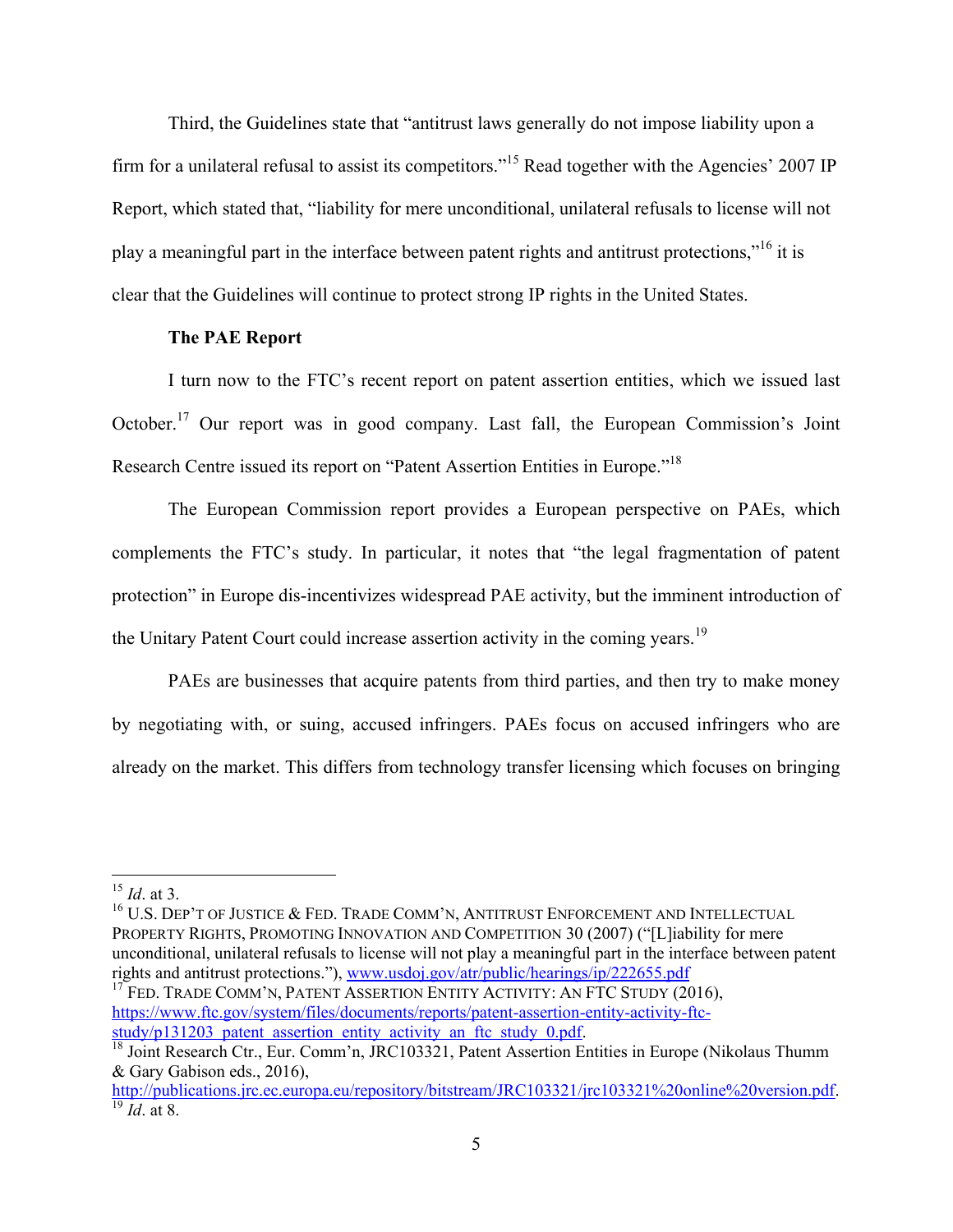Third, the Guidelines state that "antitrust laws generally do not impose liability upon a firm for a unilateral refusal to assist its competitors."[15] Read together with the Agencies' 2007 IP Report, which stated that, "liability for mere unconditional, unilateral refusals to license will not play a meaningful part in the interface between patent rights and antitrust protections,"[16] it is clear that the Guidelines will continue to protect strong IP rights in the United States.

**The PAE Report**

I turn now to the FTC's recent report on patent assertion entities, which we issued last October.[17] Our report was in good company. Last fall, the European Commission's Joint Research Centre issued its report on "Patent Assertion Entities in Europe."[18]

The European Commission report provides a European perspective on PAEs, which complements the FTC's study. In particular, it notes that "the legal fragmentation of patent protection" in Europe dis-incentivizes widespread PAE activity, but the imminent introduction of the Unitary Patent Court could increase assertion activity in the coming years.[19]

PAEs are businesses that acquire patents from third parties, and then try to make money by negotiating with, or suing, accused infringers. PAEs focus on accused infringers who are already on the market. This differs from technology transfer licensing which focuses on bringing

---

[15] *Id*. at 3.

[16] U.S. DEP'T OF JUSTICE & FED. TRADE COMM'N, ANTITRUST ENFORCEMENT AND INTELLECTUAL PROPERTY RIGHTS, PROMOTING INNOVATION AND COMPETITION 30 (2007) ("[L]iability for mere unconditional, unilateral refusals to license will not play a meaningful part in the interface between patent rights and antitrust protections."), www.usdoj.gov/atr/public/hearings/ip/222655.pdf

[17] FED. TRADE COMM'N, PATENT ASSERTION ENTITY ACTIVITY: AN FTC STUDY (2016), https://www.ftc.gov/system/files/documents/reports/patent-assertion-entity-activity-ftc-study/p131203_patent_assertion_entity_activity_an_ftc_study_0.pdf.

[18] Joint Research Ctr., Eur. Comm'n, JRC103321, Patent Assertion Entities in Europe (Nikolaus Thumm & Gary Gabison eds., 2016), http://publications.jrc.ec.europa.eu/repository/bitstream/JRC103321/jrc103321%20online%20version.pdf.

[19] *Id*. at 8.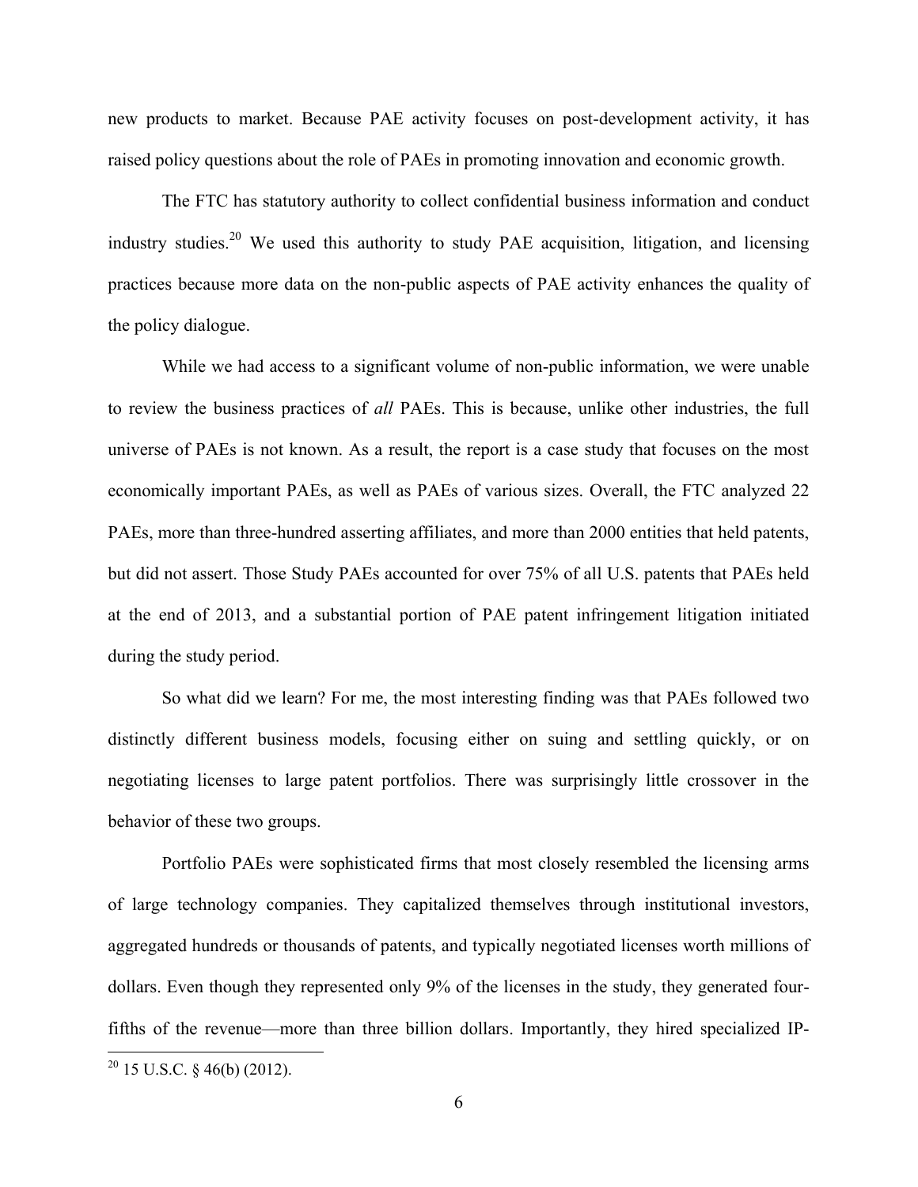new products to market. Because PAE activity focuses on post-development activity, it has raised policy questions about the role of PAEs in promoting innovation and economic growth.

The FTC has statutory authority to collect confidential business information and conduct industry studies.[20] We used this authority to study PAE acquisition, litigation, and licensing practices because more data on the non-public aspects of PAE activity enhances the quality of the policy dialogue.

While we had access to a significant volume of non-public information, we were unable to review the business practices of *all* PAEs. This is because, unlike other industries, the full universe of PAEs is not known. As a result, the report is a case study that focuses on the most economically important PAEs, as well as PAEs of various sizes. Overall, the FTC analyzed 22 PAEs, more than three-hundred asserting affiliates, and more than 2000 entities that held patents, but did not assert. Those Study PAEs accounted for over 75% of all U.S. patents that PAEs held at the end of 2013, and a substantial portion of PAE patent infringement litigation initiated during the study period.

So what did we learn? For me, the most interesting finding was that PAEs followed two distinctly different business models, focusing either on suing and settling quickly, or on negotiating licenses to large patent portfolios. There was surprisingly little crossover in the behavior of these two groups.

Portfolio PAEs were sophisticated firms that most closely resembled the licensing arms of large technology companies. They capitalized themselves through institutional investors, aggregated hundreds or thousands of patents, and typically negotiated licenses worth millions of dollars. Even though they represented only 9% of the licenses in the study, they generated four-fifths of the revenue—more than three billion dollars. Importantly, they hired specialized IP-

[20] 15 U.S.C. § 46(b) (2012).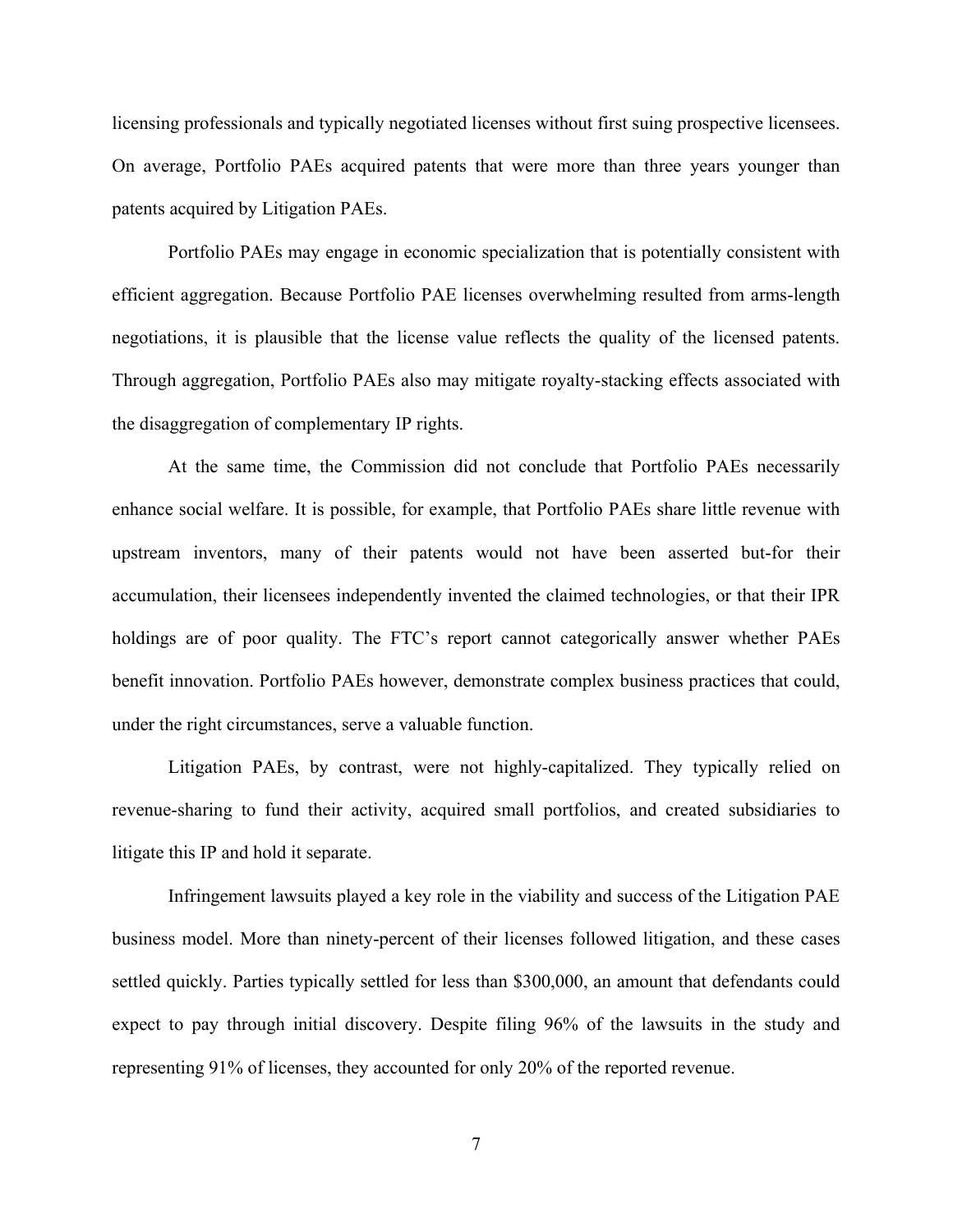licensing professionals and typically negotiated licenses without first suing prospective licensees. On average, Portfolio PAEs acquired patents that were more than three years younger than patents acquired by Litigation PAEs.

Portfolio PAEs may engage in economic specialization that is potentially consistent with efficient aggregation. Because Portfolio PAE licenses overwhelming resulted from arms-length negotiations, it is plausible that the license value reflects the quality of the licensed patents. Through aggregation, Portfolio PAEs also may mitigate royalty-stacking effects associated with the disaggregation of complementary IP rights.

At the same time, the Commission did not conclude that Portfolio PAEs necessarily enhance social welfare. It is possible, for example, that Portfolio PAEs share little revenue with upstream inventors, many of their patents would not have been asserted but-for their accumulation, their licensees independently invented the claimed technologies, or that their IPR holdings are of poor quality. The FTC's report cannot categorically answer whether PAEs benefit innovation. Portfolio PAEs however, demonstrate complex business practices that could, under the right circumstances, serve a valuable function.

Litigation PAEs, by contrast, were not highly-capitalized. They typically relied on revenue-sharing to fund their activity, acquired small portfolios, and created subsidiaries to litigate this IP and hold it separate.

Infringement lawsuits played a key role in the viability and success of the Litigation PAE business model. More than ninety-percent of their licenses followed litigation, and these cases settled quickly. Parties typically settled for less than $300,000, an amount that defendants could expect to pay through initial discovery. Despite filing 96% of the lawsuits in the study and representing 91% of licenses, they accounted for only 20% of the reported revenue.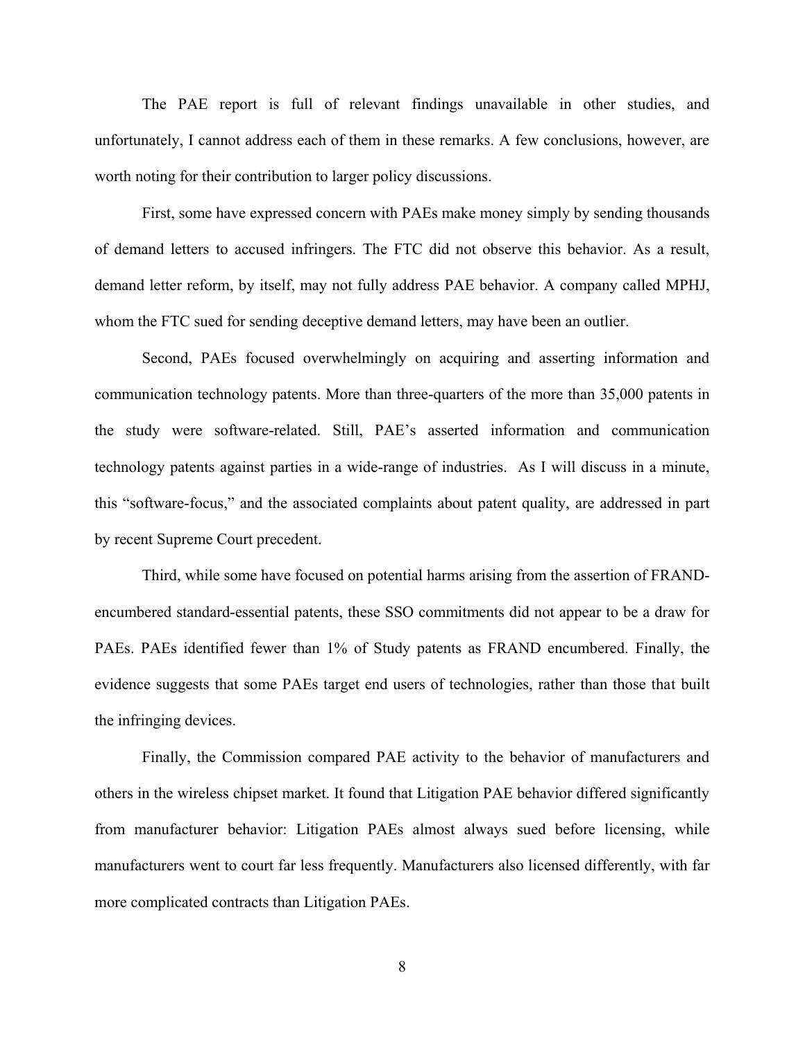The PAE report is full of relevant findings unavailable in other studies, and unfortunately, I cannot address each of them in these remarks. A few conclusions, however, are worth noting for their contribution to larger policy discussions.

First, some have expressed concern with PAEs make money simply by sending thousands of demand letters to accused infringers. The FTC did not observe this behavior. As a result, demand letter reform, by itself, may not fully address PAE behavior. A company called MPHJ, whom the FTC sued for sending deceptive demand letters, may have been an outlier.

Second, PAEs focused overwhelmingly on acquiring and asserting information and communication technology patents. More than three-quarters of the more than 35,000 patents in the study were software-related. Still, PAE's asserted information and communication technology patents against parties in a wide-range of industries. As I will discuss in a minute, this "software-focus," and the associated complaints about patent quality, are addressed in part by recent Supreme Court precedent.

Third, while some have focused on potential harms arising from the assertion of FRAND-encumbered standard-essential patents, these SSO commitments did not appear to be a draw for PAEs. PAEs identified fewer than 1% of Study patents as FRAND encumbered. Finally, the evidence suggests that some PAEs target end users of technologies, rather than those that built the infringing devices.

Finally, the Commission compared PAE activity to the behavior of manufacturers and others in the wireless chipset market. It found that Litigation PAE behavior differed significantly from manufacturer behavior: Litigation PAEs almost always sued before licensing, while manufacturers went to court far less frequently. Manufacturers also licensed differently, with far more complicated contracts than Litigation PAEs.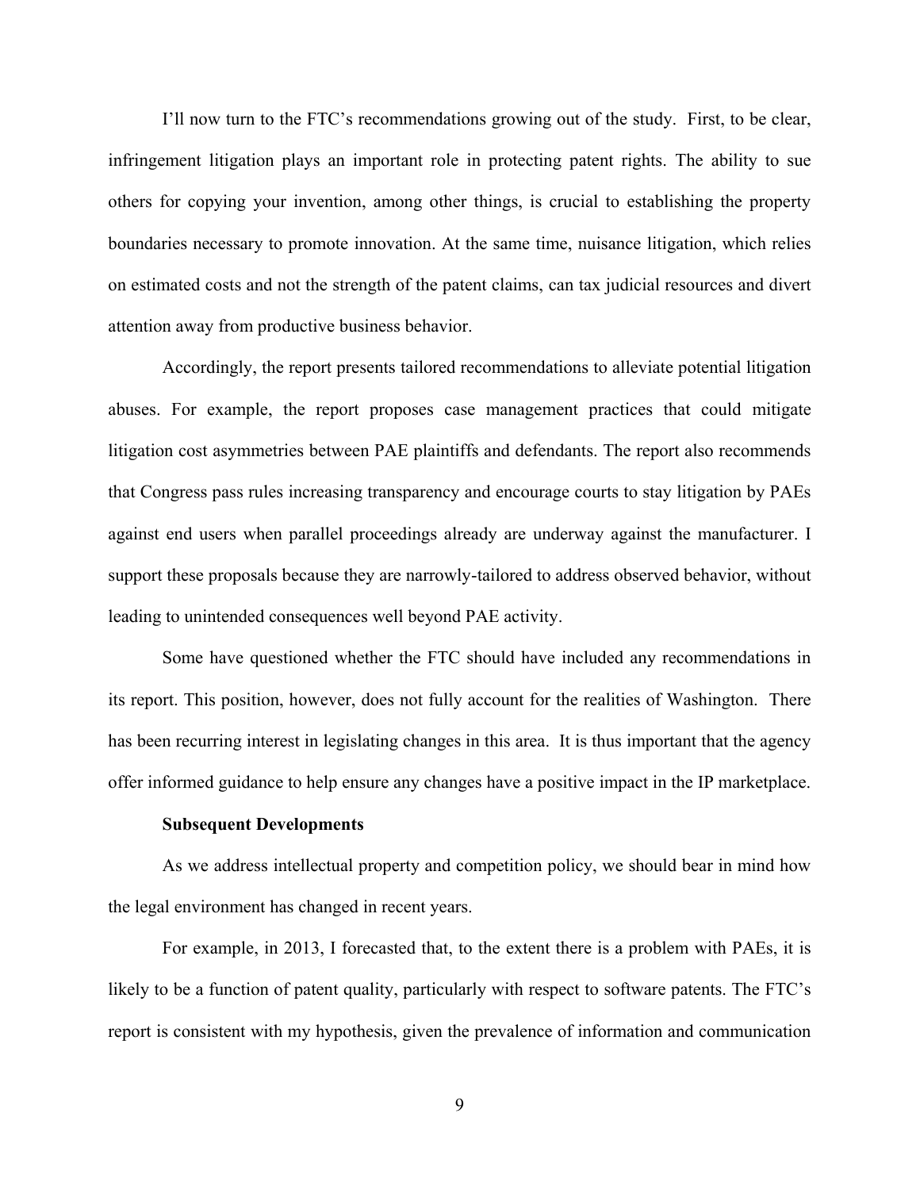I'll now turn to the FTC's recommendations growing out of the study. First, to be clear, infringement litigation plays an important role in protecting patent rights. The ability to sue others for copying your invention, among other things, is crucial to establishing the property boundaries necessary to promote innovation. At the same time, nuisance litigation, which relies on estimated costs and not the strength of the patent claims, can tax judicial resources and divert attention away from productive business behavior.

Accordingly, the report presents tailored recommendations to alleviate potential litigation abuses. For example, the report proposes case management practices that could mitigate litigation cost asymmetries between PAE plaintiffs and defendants. The report also recommends that Congress pass rules increasing transparency and encourage courts to stay litigation by PAEs against end users when parallel proceedings already are underway against the manufacturer. I support these proposals because they are narrowly-tailored to address observed behavior, without leading to unintended consequences well beyond PAE activity.

Some have questioned whether the FTC should have included any recommendations in its report. This position, however, does not fully account for the realities of Washington. There has been recurring interest in legislating changes in this area. It is thus important that the agency offer informed guidance to help ensure any changes have a positive impact in the IP marketplace.

**Subsequent Developments**

As we address intellectual property and competition policy, we should bear in mind how the legal environment has changed in recent years.

For example, in 2013, I forecasted that, to the extent there is a problem with PAEs, it is likely to be a function of patent quality, particularly with respect to software patents. The FTC's report is consistent with my hypothesis, given the prevalence of information and communication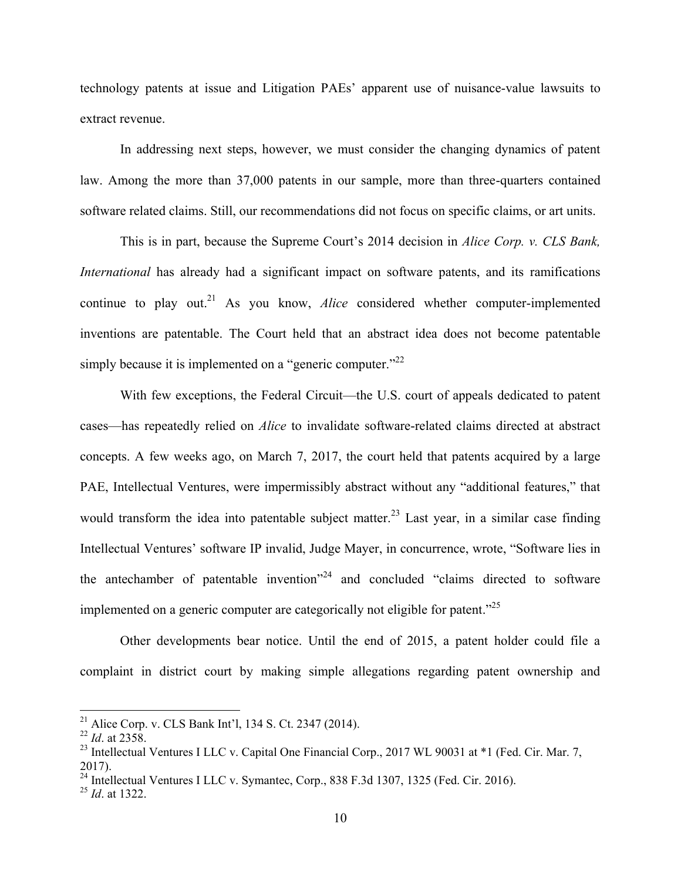technology patents at issue and Litigation PAEs' apparent use of nuisance-value lawsuits to extract revenue.

In addressing next steps, however, we must consider the changing dynamics of patent law. Among the more than 37,000 patents in our sample, more than three-quarters contained software related claims. Still, our recommendations did not focus on specific claims, or art units.

This is in part, because the Supreme Court's 2014 decision in *Alice Corp. v. CLS Bank, International* has already had a significant impact on software patents, and its ramifications continue to play out.[21] As you know, *Alice* considered whether computer-implemented inventions are patentable. The Court held that an abstract idea does not become patentable simply because it is implemented on a "generic computer."[22]

With few exceptions, the Federal Circuit—the U.S. court of appeals dedicated to patent cases—has repeatedly relied on *Alice* to invalidate software-related claims directed at abstract concepts. A few weeks ago, on March 7, 2017, the court held that patents acquired by a large PAE, Intellectual Ventures, were impermissibly abstract without any "additional features," that would transform the idea into patentable subject matter.[23] Last year, in a similar case finding Intellectual Ventures' software IP invalid, Judge Mayer, in concurrence, wrote, "Software lies in the antechamber of patentable invention"[24] and concluded "claims directed to software implemented on a generic computer are categorically not eligible for patent."[25]

Other developments bear notice. Until the end of 2015, a patent holder could file a complaint in district court by making simple allegations regarding patent ownership and

---

[21] Alice Corp. v. CLS Bank Int'l, 134 S. Ct. 2347 (2014).

[22] *Id*. at 2358.

[23] Intellectual Ventures I LLC v. Capital One Financial Corp., 2017 WL 90031 at *1 (Fed. Cir. Mar. 7, 2017).

[24] Intellectual Ventures I LLC v. Symantec, Corp., 838 F.3d 1307, 1325 (Fed. Cir. 2016).

[25] *Id*. at 1322.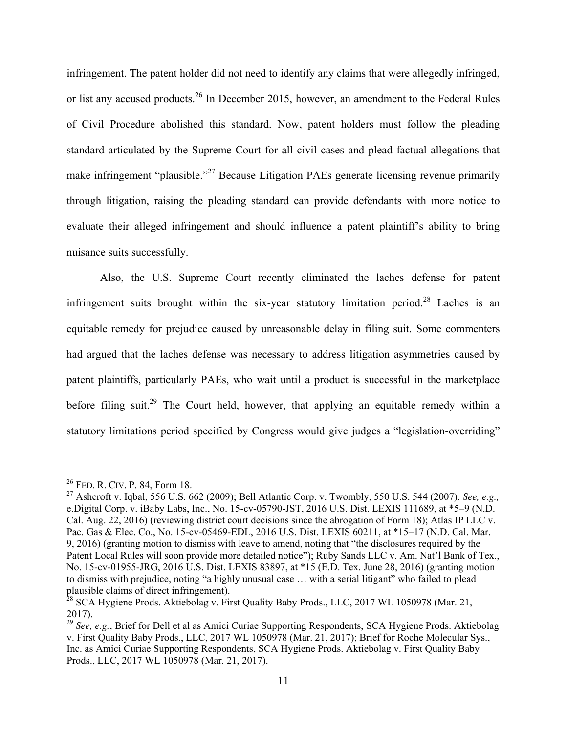infringement. The patent holder did not need to identify any claims that were allegedly infringed, or list any accused products.[26] In December 2015, however, an amendment to the Federal Rules of Civil Procedure abolished this standard. Now, patent holders must follow the pleading standard articulated by the Supreme Court for all civil cases and plead factual allegations that make infringement "plausible."[27] Because Litigation PAEs generate licensing revenue primarily through litigation, raising the pleading standard can provide defendants with more notice to evaluate their alleged infringement and should influence a patent plaintiff's ability to bring nuisance suits successfully.

Also, the U.S. Supreme Court recently eliminated the laches defense for patent infringement suits brought within the six-year statutory limitation period.[28] Laches is an equitable remedy for prejudice caused by unreasonable delay in filing suit. Some commenters had argued that the laches defense was necessary to address litigation asymmetries caused by patent plaintiffs, particularly PAEs, who wait until a product is successful in the marketplace before filing suit.[29] The Court held, however, that applying an equitable remedy within a statutory limitations period specified by Congress would give judges a "legislation-overriding"

---

[26] FED. R. CIV. P. 84, Form 18.

[27] Ashcroft v. Iqbal, 556 U.S. 662 (2009); Bell Atlantic Corp. v. Twombly, 550 U.S. 544 (2007). *See, e.g.,* e.Digital Corp. v. iBaby Labs, Inc., No. 15-cv-05790-JST, 2016 U.S. Dist. LEXIS 111689, at *5–9 (N.D. Cal. Aug. 22, 2016) (reviewing district court decisions since the abrogation of Form 18); Atlas IP LLC v. Pac. Gas & Elec. Co., No. 15-cv-05469-EDL, 2016 U.S. Dist. LEXIS 60211, at *15–17 (N.D. Cal. Mar. 9, 2016) (granting motion to dismiss with leave to amend, noting that "the disclosures required by the Patent Local Rules will soon provide more detailed notice"); Ruby Sands LLC v. Am. Nat'l Bank of Tex., No. 15-cv-01955-JRG, 2016 U.S. Dist. LEXIS 83897, at *15 (E.D. Tex. June 28, 2016) (granting motion to dismiss with prejudice, noting "a highly unusual case … with a serial litigant" who failed to plead plausible claims of direct infringement).

[28] SCA Hygiene Prods. Aktiebolag v. First Quality Baby Prods., LLC, 2017 WL 1050978 (Mar. 21, 2017).

[29] *See, e.g.*, Brief for Dell et al as Amici Curiae Supporting Respondents, SCA Hygiene Prods. Aktiebolag v. First Quality Baby Prods., LLC, 2017 WL 1050978 (Mar. 21, 2017); Brief for Roche Molecular Sys., Inc. as Amici Curiae Supporting Respondents, SCA Hygiene Prods. Aktiebolag v. First Quality Baby Prods., LLC, 2017 WL 1050978 (Mar. 21, 2017).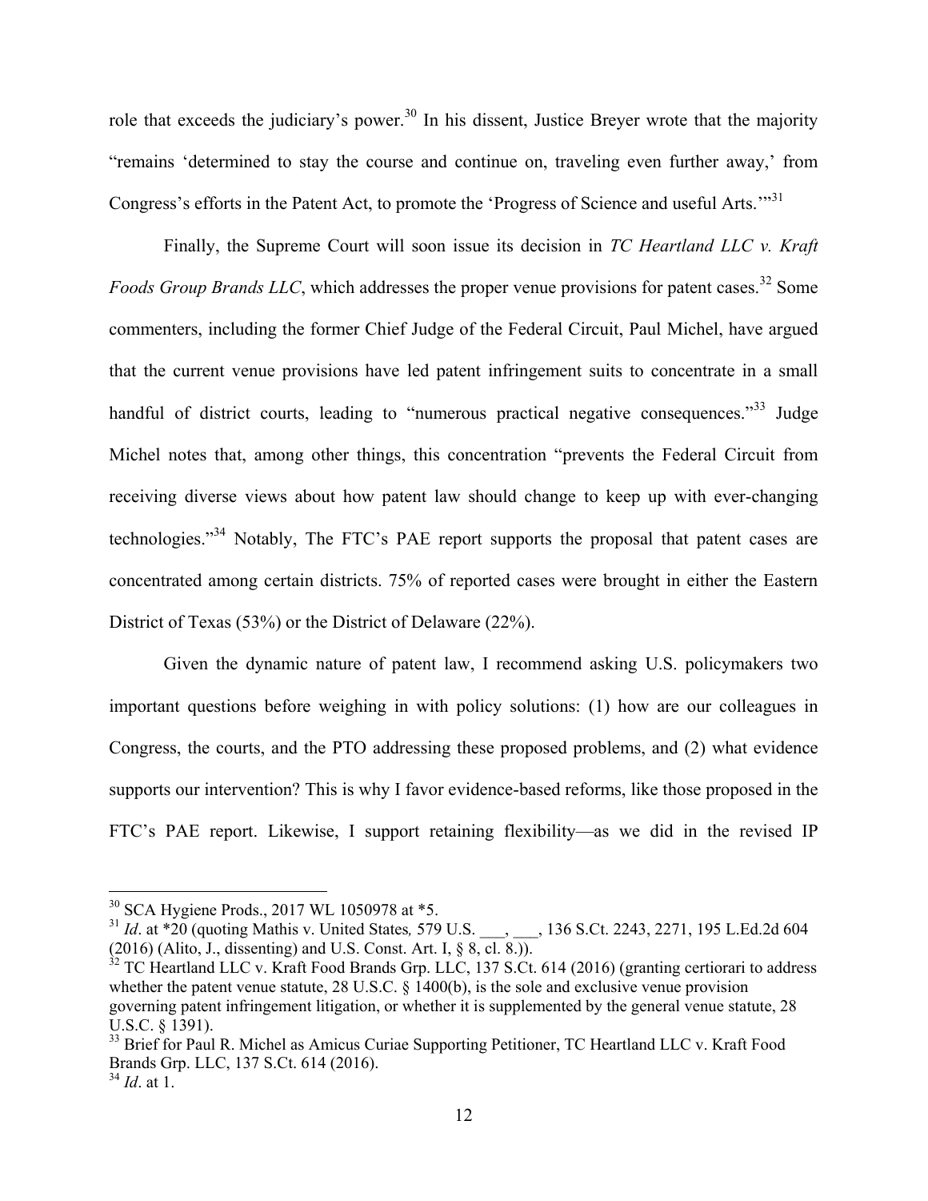role that exceeds the judiciary's power.[30] In his dissent, Justice Breyer wrote that the majority "remains 'determined to stay the course and continue on, traveling even further away,' from Congress's efforts in the Patent Act, to promote the 'Progress of Science and useful Arts.'"[31]

Finally, the Supreme Court will soon issue its decision in *TC Heartland LLC v. Kraft Foods Group Brands LLC*, which addresses the proper venue provisions for patent cases.[32] Some commenters, including the former Chief Judge of the Federal Circuit, Paul Michel, have argued that the current venue provisions have led patent infringement suits to concentrate in a small handful of district courts, leading to "numerous practical negative consequences."[33] Judge Michel notes that, among other things, this concentration "prevents the Federal Circuit from receiving diverse views about how patent law should change to keep up with ever-changing technologies."[34] Notably, The FTC's PAE report supports the proposal that patent cases are concentrated among certain districts. 75% of reported cases were brought in either the Eastern District of Texas (53%) or the District of Delaware (22%).

Given the dynamic nature of patent law, I recommend asking U.S. policymakers two important questions before weighing in with policy solutions: (1) how are our colleagues in Congress, the courts, and the PTO addressing these proposed problems, and (2) what evidence supports our intervention? This is why I favor evidence-based reforms, like those proposed in the FTC's PAE report. Likewise, I support retaining flexibility—as we did in the revised IP

---

[30] SCA Hygiene Prods., 2017 WL 1050978 at *5.

[31] *Id*. at *20 (quoting Mathis v. United States*,* 579 U.S. ___, ___, 136 S.Ct. 2243, 2271, 195 L.Ed.2d 604 (2016) (Alito, J., dissenting) and U.S. Const. Art. I, § 8, cl. 8.)).

[32] TC Heartland LLC v. Kraft Food Brands Grp. LLC, 137 S.Ct. 614 (2016) (granting certiorari to address whether the patent venue statute, 28 U.S.C. § 1400(b), is the sole and exclusive venue provision governing patent infringement litigation, or whether it is supplemented by the general venue statute, 28 U.S.C. § 1391).

[33] Brief for Paul R. Michel as Amicus Curiae Supporting Petitioner, TC Heartland LLC v. Kraft Food Brands Grp. LLC, 137 S.Ct. 614 (2016).

[34] *Id*. at 1.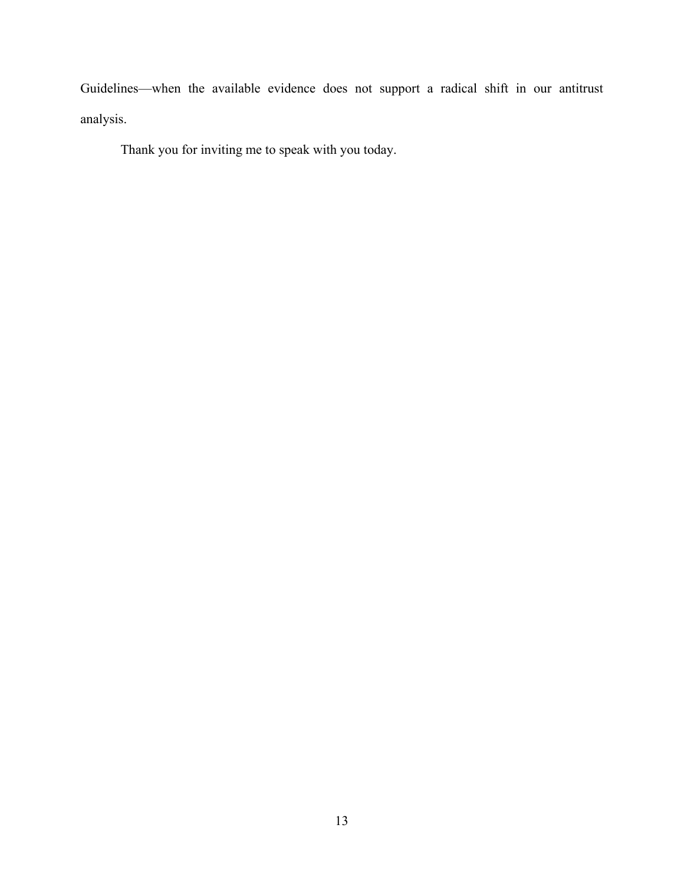Guidelines—when the available evidence does not support a radical shift in our antitrust analysis.

Thank you for inviting me to speak with you today.